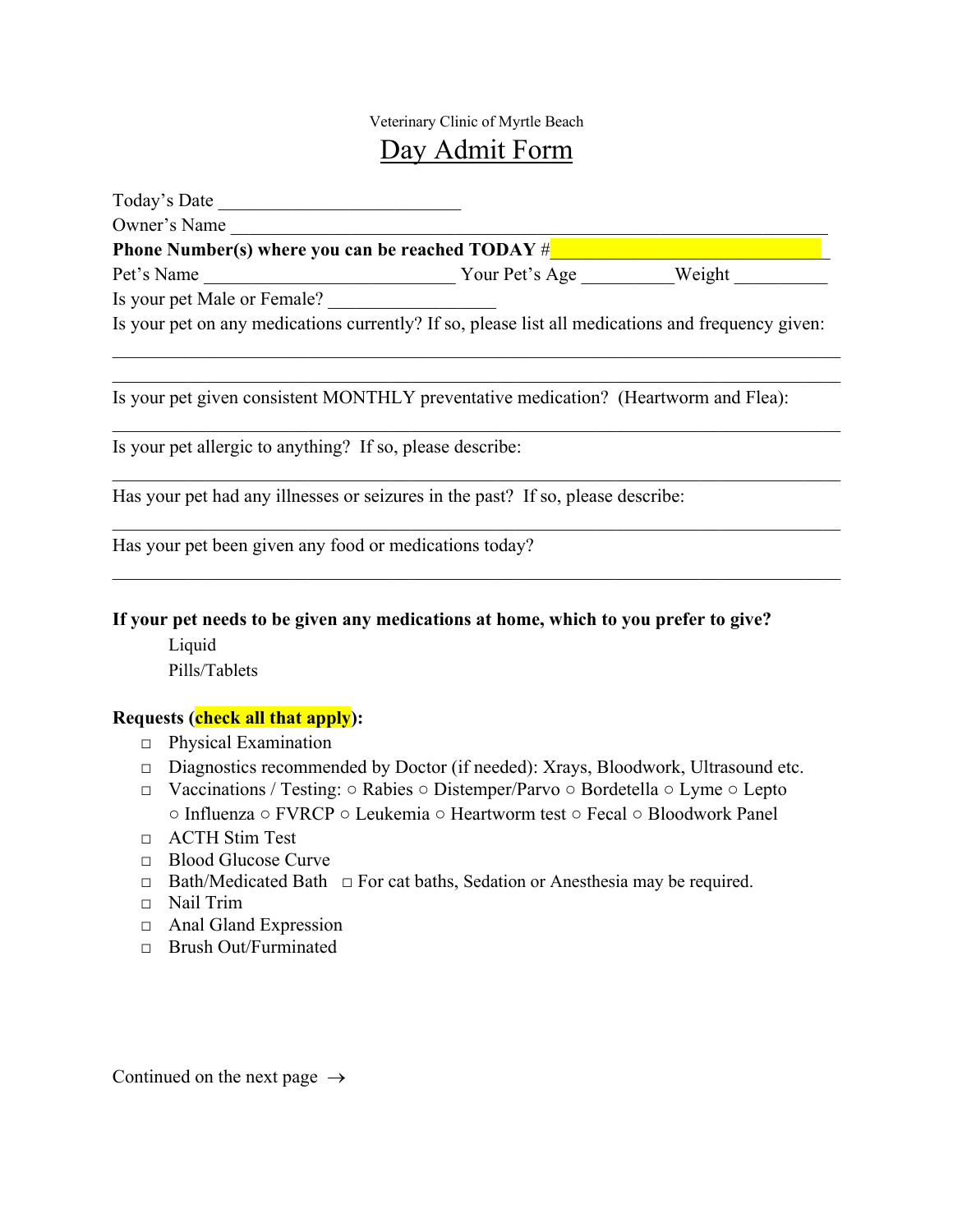Veterinary Clinic of Myrtle Beach

# Day Admit Form

Today's Date ___________________________

Owner's Name ___________________________________________________________________

**Phone Number(s) where you can be reached TODAY #**______________________________

Pet's Name ____________________________ Your Pet's Age __________Weight __________

Is your pet Male or Female? __________________

Is your pet on any medications currently? If so, please list all medications and frequency given:

_________________________________________________________________________________

_________________________________________________________________________________

Is your pet given consistent MONTHLY preventative medication? (Heartworm and Flea):

_________________________________________________________________________________

Is your pet allergic to anything? If so, please describe:

_________________________________________________________________________________

Has your pet had any illnesses or seizures in the past? If so, please describe:

_________________________________________________________________________________

Has your pet been given any food or medications today?

_________________________________________________________________________________

**If your pet needs to be given any medications at home, which to you prefer to give?**

Liquid

Pills/Tablets

**Requests (check all that apply):**

- □ Physical Examination
- □ Diagnostics recommended by Doctor (if needed): Xrays, Bloodwork, Ultrasound etc.
- □ Vaccinations / Testing: ○ Rabies ○ Distemper/Parvo ○ Bordetella ○ Lyme ○ Lepto ○ Influenza ○ FVRCP ○ Leukemia ○ Heartworm test ○ Fecal ○ Bloodwork Panel
- □ ACTH Stim Test
- □ Blood Glucose Curve
- □ Bath/Medicated Bath □ For cat baths, Sedation or Anesthesia may be required.
- □ Nail Trim
- □ Anal Gland Expression
- □ Brush Out/Furminated

Continued on the next page →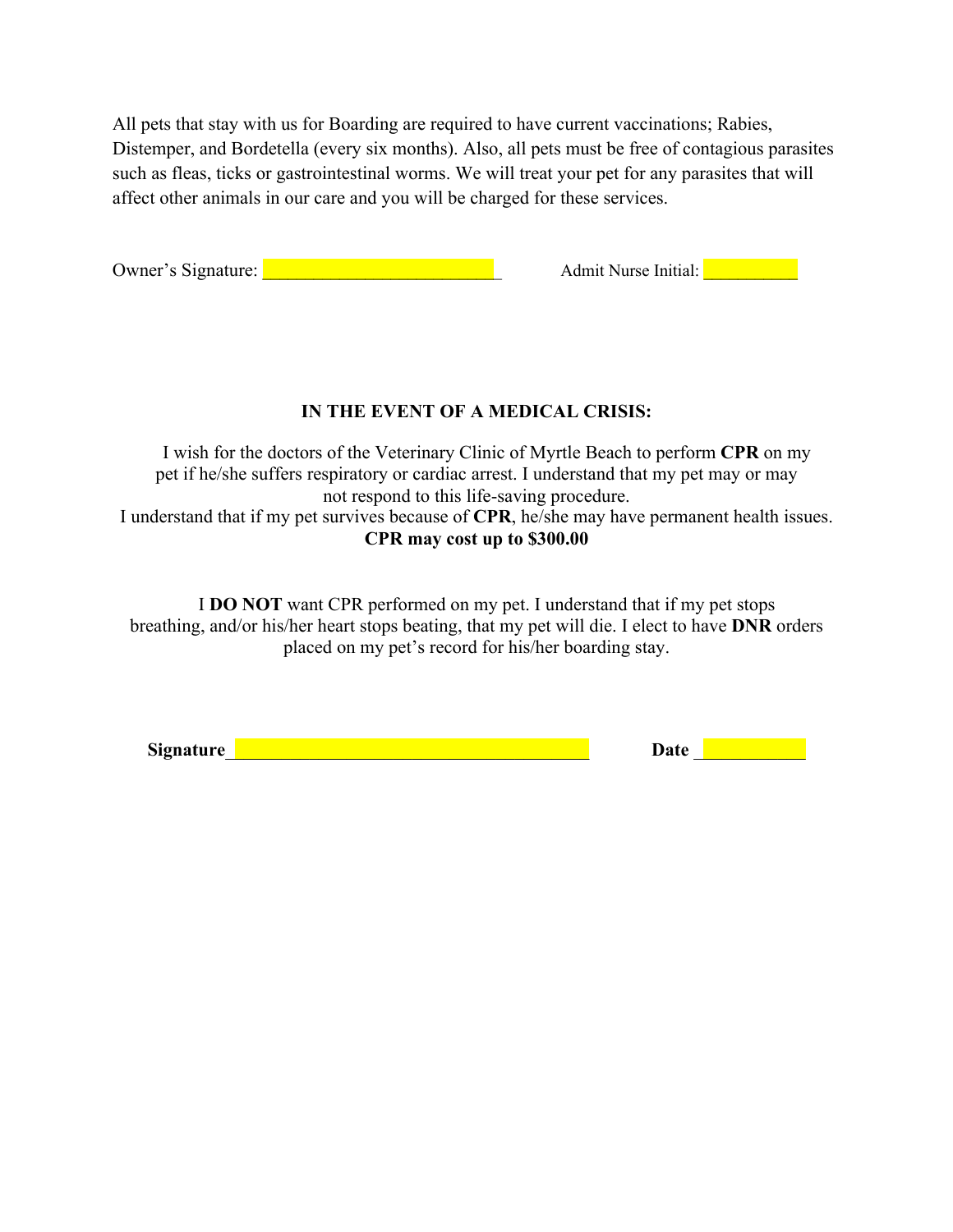All pets that stay with us for Boarding are required to have current vaccinations; Rabies, Distemper, and Bordetella (every six months). Also, all pets must be free of contagious parasites such as fleas, ticks or gastrointestinal worms. We will treat your pet for any parasites that will affect other animals in our care and you will be charged for these services.

Owner's Signature: ___________________________ Admit Nurse Initial: ___________

**IN THE EVENT OF A MEDICAL CRISIS:**

I wish for the doctors of the Veterinary Clinic of Myrtle Beach to perform **CPR** on my pet if he/she suffers respiratory or cardiac arrest. I understand that my pet may or may not respond to this life-saving procedure.
I understand that if my pet survives because of **CPR**, he/she may have permanent health issues.
**CPR may cost up to $300.00**

I **DO NOT** want CPR performed on my pet. I understand that if my pet stops breathing, and/or his/her heart stops beating, that my pet will die. I elect to have **DNR** orders placed on my pet's record for his/her boarding stay.

**Signature**_________________________________________ **Date** ____________